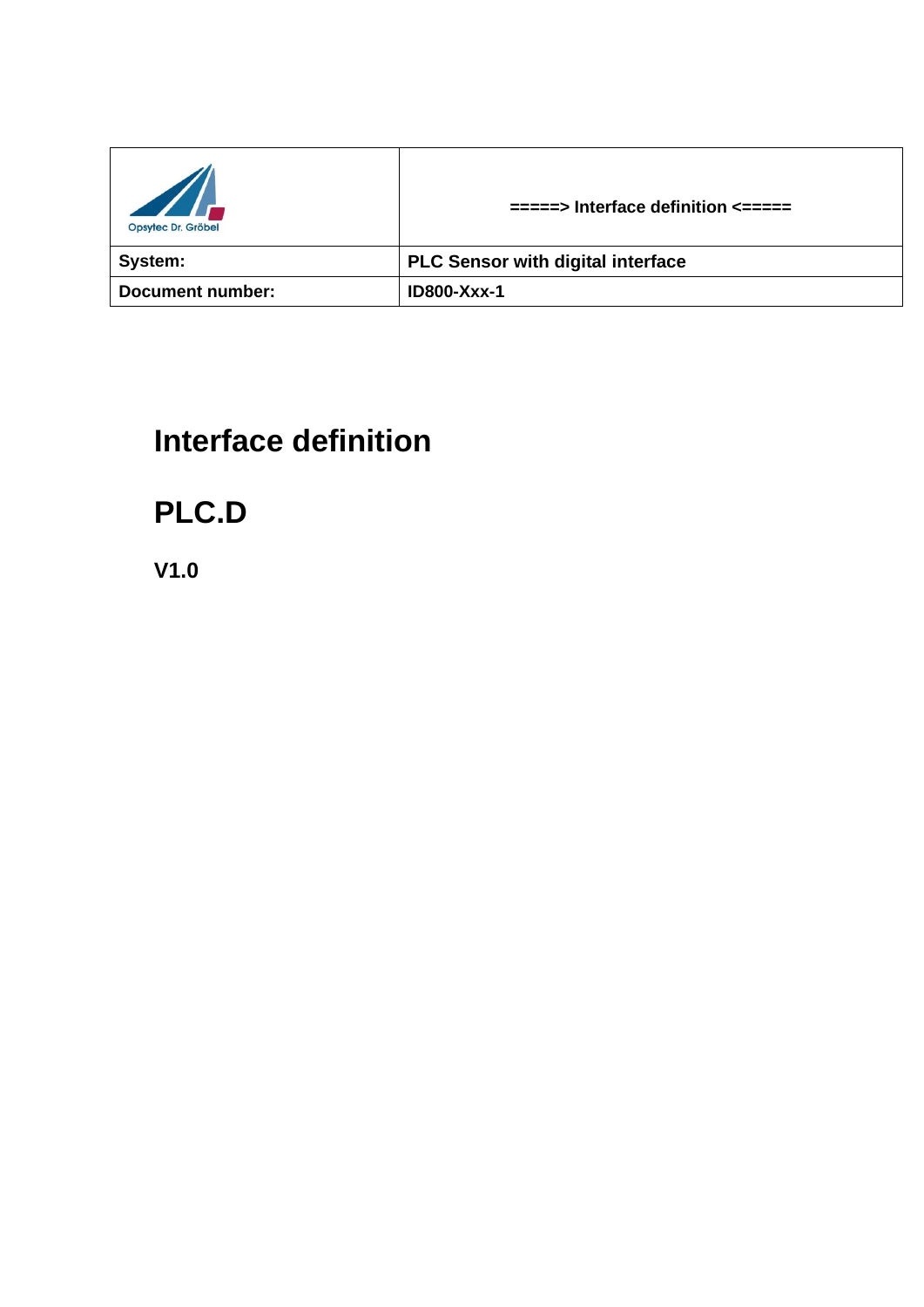| Opsytec Dr. Gröbel | =====> Interface definition <===== |
| --- | --- |
| **System:** | **PLC Sensor with digital interface** |
| **Document number:** | **ID800-Xxx-1** |

# Interface definition

# PLC.D

**V1.0**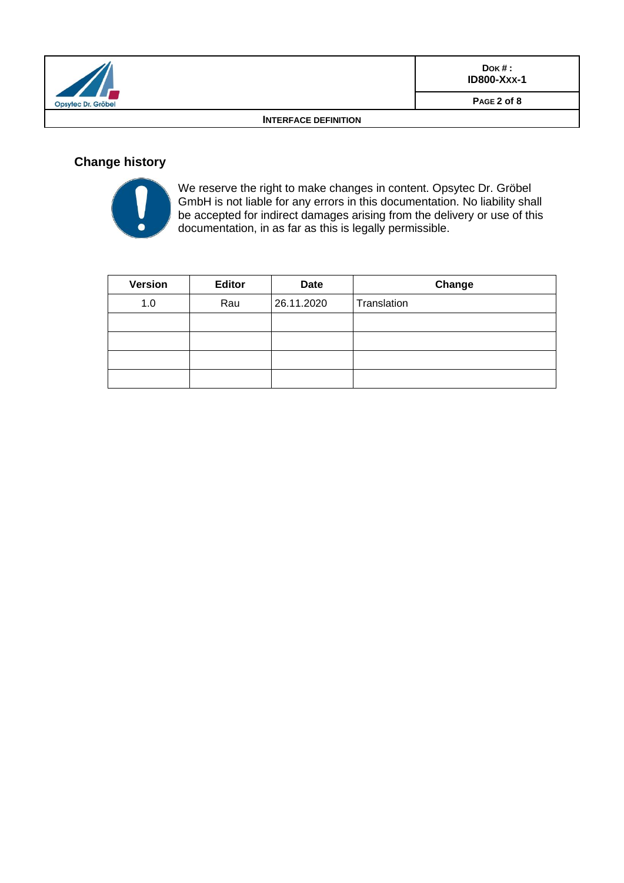## Change history

We reserve the right to make changes in content. Opsytec Dr. Gröbel GmbH is not liable for any errors in this documentation. No liability shall be accepted for indirect damages arising from the delivery or use of this documentation, in as far as this is legally permissible.

| Version | Editor | Date | Change |
|---|---|---|---|
| 1.0 | Rau | 26.11.2020 | Translation |
| | | | |
| | | | |
| | | | |
| | | | |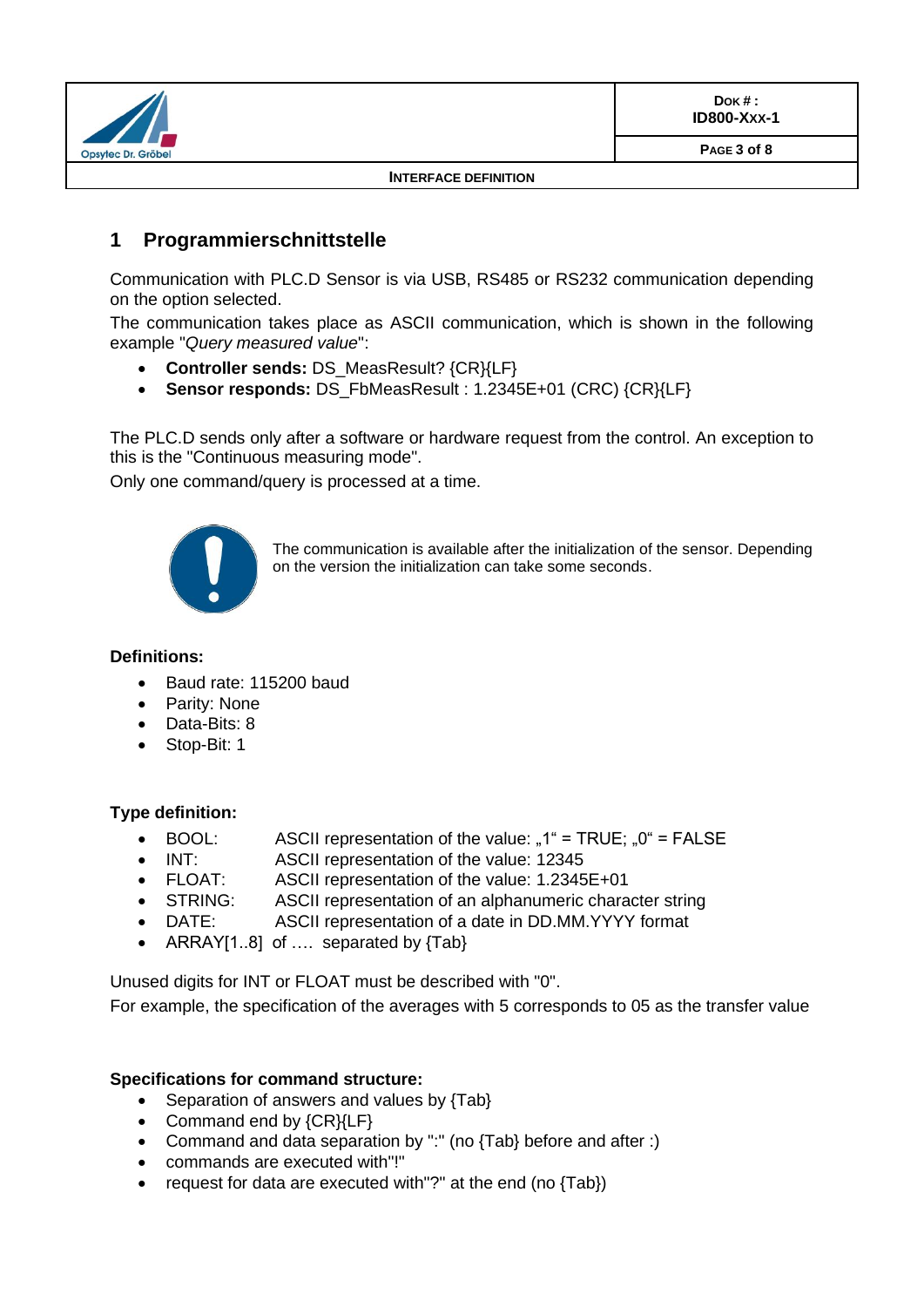# 1 Programmierschnittstelle

Communication with PLC.D Sensor is via USB, RS485 or RS232 communication depending on the option selected.
The communication takes place as ASCII communication, which is shown in the following example "*Query measured value*":

- **Controller sends:** DS_MeasResult? {CR}{LF}
- **Sensor responds:** DS_FbMeasResult : 1.2345E+01 (CRC) {CR}{LF}

The PLC.D sends only after a software or hardware request from the control. An exception to this is the "Continuous measuring mode".
Only one command/query is processed at a time.

The communication is available after the initialization of the sensor. Depending on the version the initialization can take some seconds.

**Definitions:**

- Baud rate: 115200 baud
- Parity: None
- Data-Bits: 8
- Stop-Bit: 1

**Type definition:**

- BOOL: ASCII representation of the value: „1" = TRUE; „0" = FALSE
- INT: ASCII representation of the value: 12345
- FLOAT: ASCII representation of the value: 1.2345E+01
- STRING: ASCII representation of an alphanumeric character string
- DATE: ASCII representation of a date in DD.MM.YYYY format
- ARRAY[1..8] of …. separated by {Tab}

Unused digits for INT or FLOAT must be described with "0".
For example, the specification of the averages with 5 corresponds to 05 as the transfer value

**Specifications for command structure:**

- Separation of answers and values by {Tab}
- Command end by {CR}{LF}
- Command and data separation by ":" (no {Tab} before and after :)
- commands are executed with"!"
- request for data are executed with"?" at the end (no {Tab})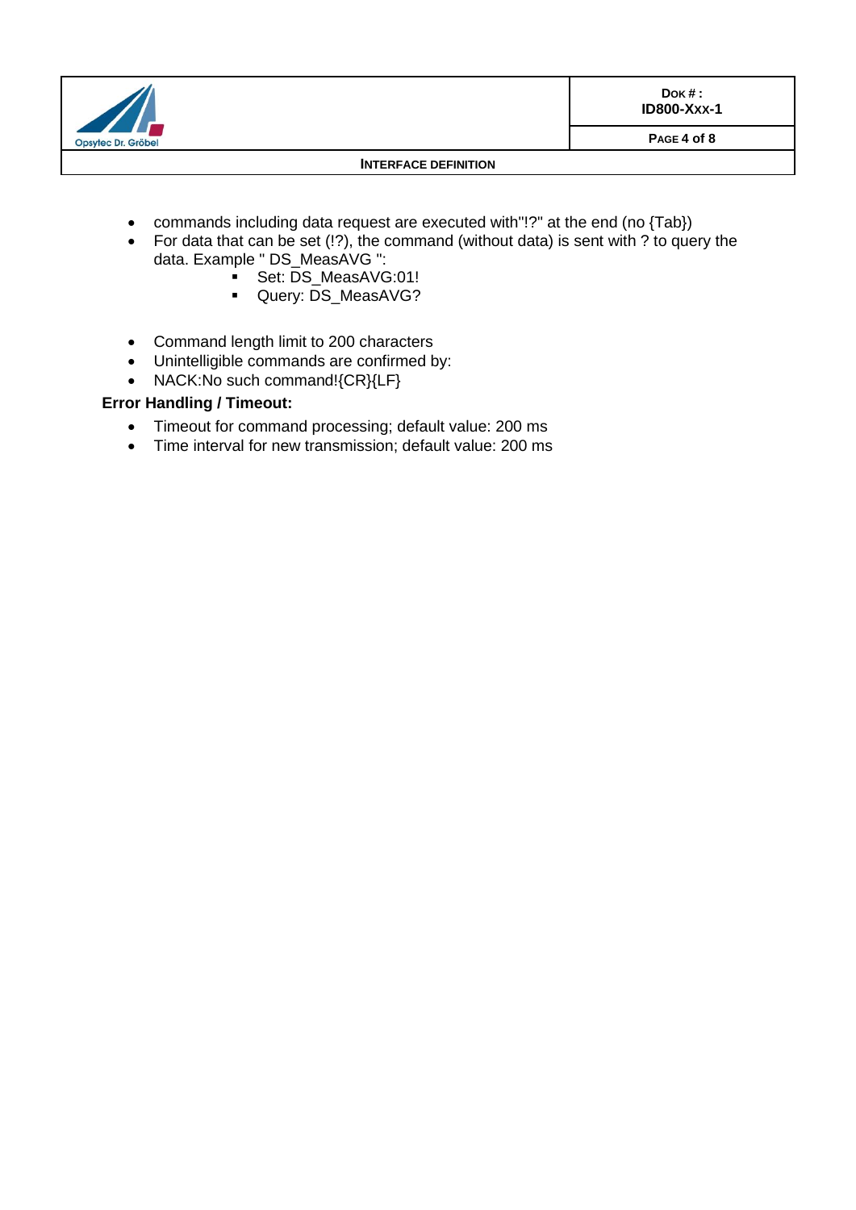- commands including data request are executed with"!?" at the end (no {Tab})
- For data that can be set (!?), the command (without data) is sent with ? to query the data. Example " DS_MeasAVG ":
  - Set: DS_MeasAVG:01!
  - Query: DS_MeasAVG?

- Command length limit to 200 characters
- Unintelligible commands are confirmed by:
- NACK:No such command!{CR}{LF}

**Error Handling / Timeout:**

- Timeout for command processing; default value: 200 ms
- Time interval for new transmission; default value: 200 ms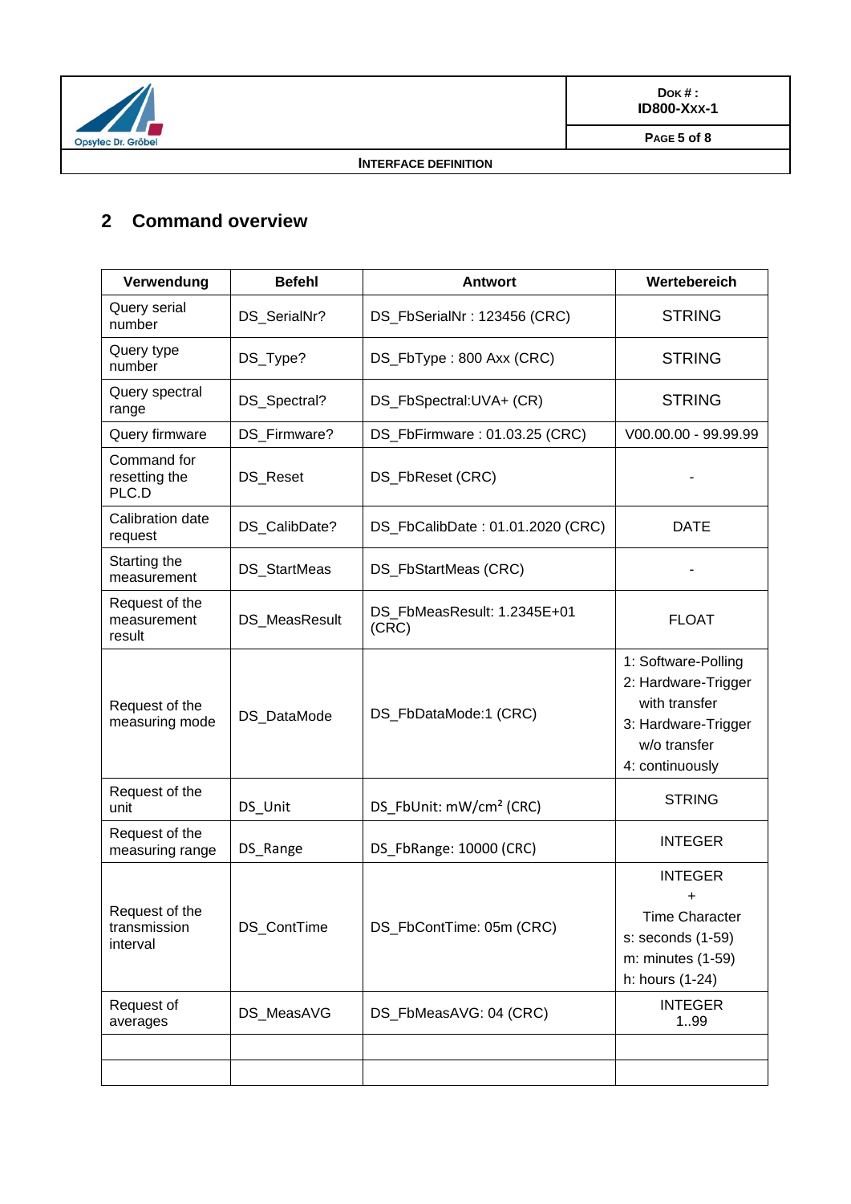## 2 Command overview

| Verwendung | Befehl | Antwort | Wertebereich |
|---|---|---|---|
| Query serial number | DS_SerialNr? | DS_FbSerialNr : 123456 (CRC) | STRING |
| Query type number | DS_Type? | DS_FbType : 800 Axx (CRC) | STRING |
| Query spectral range | DS_Spectral? | DS_FbSpectral:UVA+ (CR) | STRING |
| Query firmware | DS_Firmware? | DS_FbFirmware : 01.03.25 (CRC) | V00.00.00 - 99.99.99 |
| Command for resetting the PLC.D | DS_Reset | DS_FbReset (CRC) | - |
| Calibration date request | DS_CalibDate? | DS_FbCalibDate : 01.01.2020 (CRC) | DATE |
| Starting the measurement | DS_StartMeas | DS_FbStartMeas (CRC) | - |
| Request of the measurement result | DS_MeasResult | DS_FbMeasResult: 1.2345E+01 (CRC) | FLOAT |
| Request of the measuring mode | DS_DataMode | DS_FbDataMode:1 (CRC) | 1: Software-Polling<br>2: Hardware-Trigger with transfer<br>3: Hardware-Trigger w/o transfer<br>4: continuously |
| Request of the unit | DS_Unit | DS_FbUnit: mW/cm² (CRC) | STRING |
| Request of the measuring range | DS_Range | DS_FbRange: 10000 (CRC) | INTEGER |
| Request of the transmission interval | DS_ContTime | DS_FbContTime: 05m (CRC) | INTEGER<br>+<br>Time Character<br>s: seconds (1-59)<br>m: minutes (1-59)<br>h: hours (1-24) |
| Request of averages | DS_MeasAVG | DS_FbMeasAVG: 04 (CRC) | INTEGER<br>1..99 |
| | | | |
| | | | |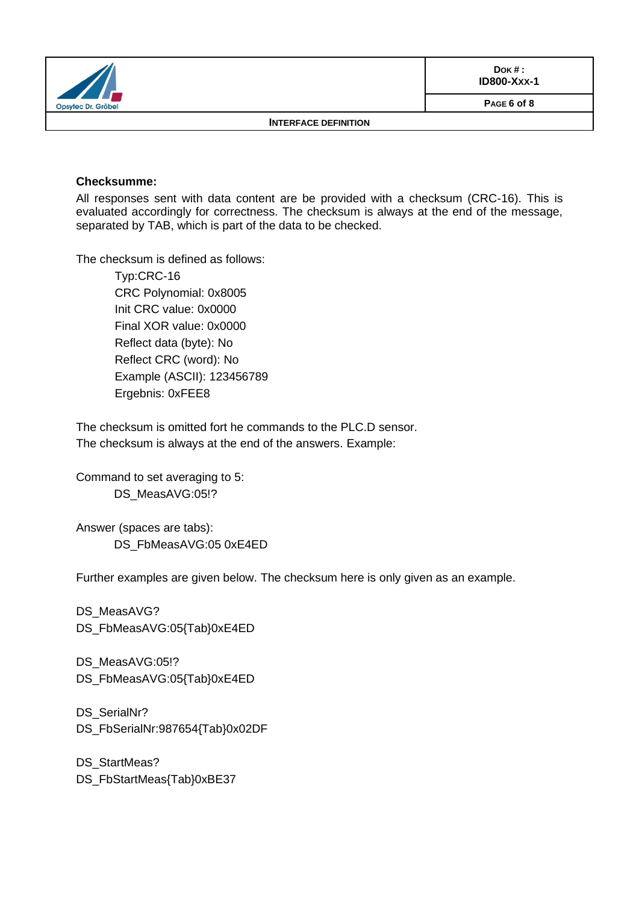**Checksumme:**

All responses sent with data content are be provided with a checksum (CRC-16). This is evaluated accordingly for correctness. The checksum is always at the end of the message, separated by TAB, which is part of the data to be checked.

The checksum is defined as follows:

Typ:CRC-16
CRC Polynomial: 0x8005
Init CRC value: 0x0000
Final XOR value: 0x0000
Reflect data (byte): No
Reflect CRC (word): No
Example (ASCII): 123456789
Ergebnis: 0xFEE8

The checksum is omitted fort he commands to the PLC.D sensor.
The checksum is always at the end of the answers. Example:

Command to set averaging to 5:

DS_MeasAVG:05!?

Answer (spaces are tabs):

DS_FbMeasAVG:05 0xE4ED

Further examples are given below. The checksum here is only given as an example.

DS_MeasAVG?
DS_FbMeasAVG:05{Tab}0xE4ED

DS_MeasAVG:05!?
DS_FbMeasAVG:05{Tab}0xE4ED

DS_SerialNr?
DS_FbSerialNr:987654{Tab}0x02DF

DS_StartMeas?
DS_FbStartMeas{Tab}0xBE37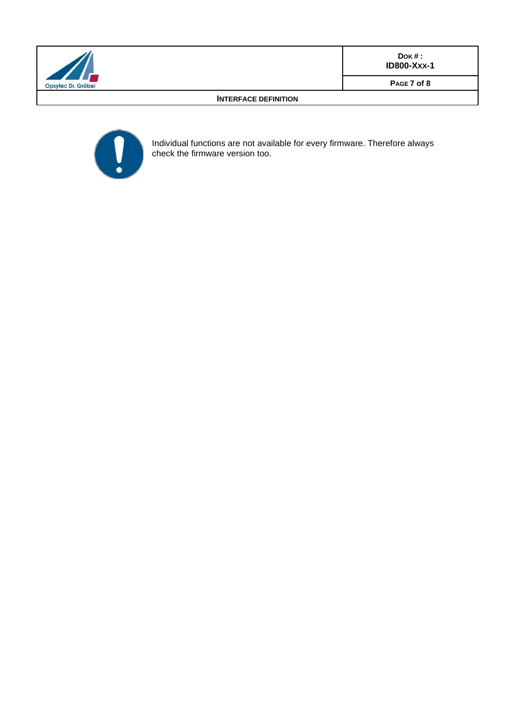Individual functions are not available for every firmware. Therefore always check the firmware version too.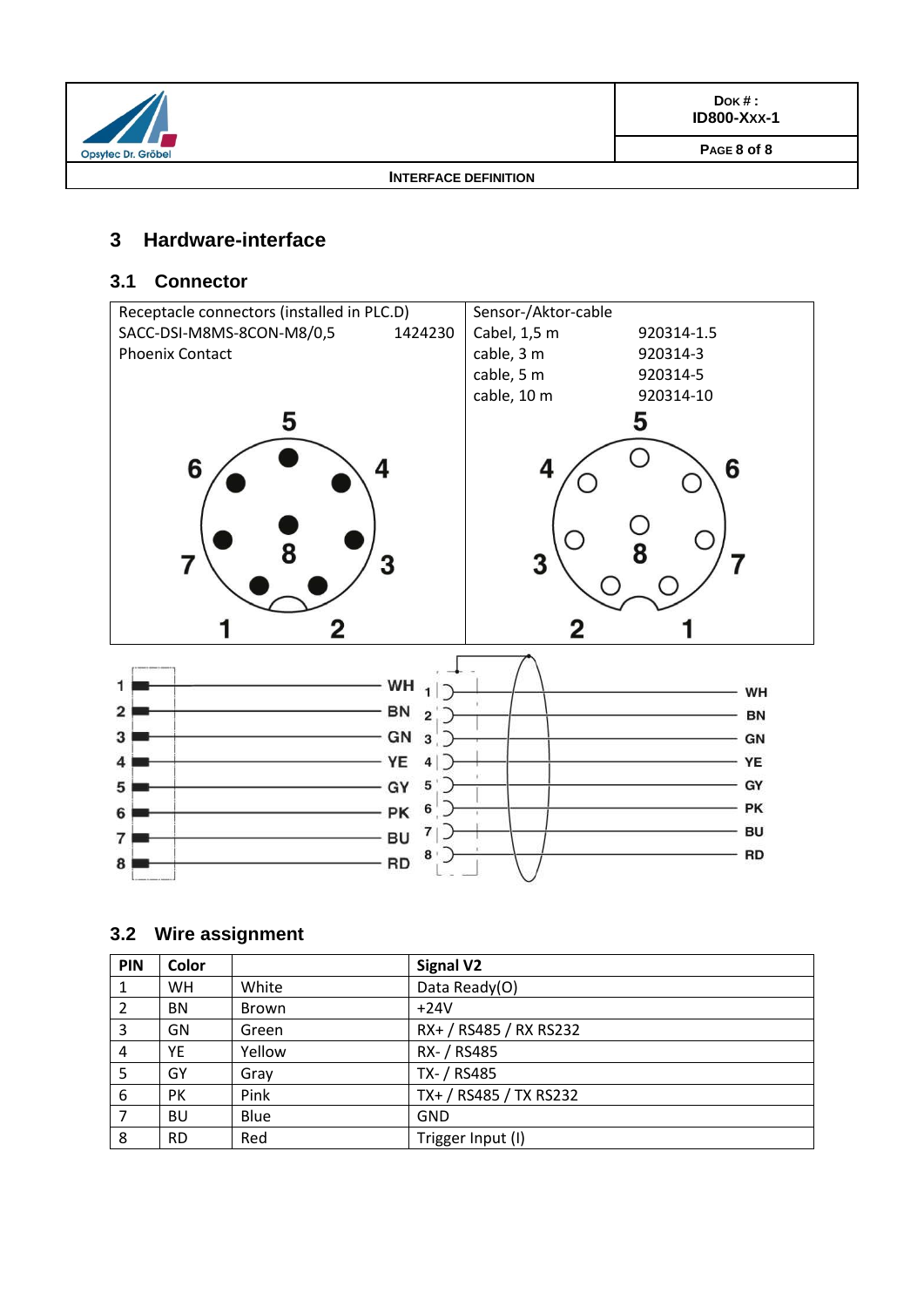# 3 Hardware-interface

## 3.1 Connector

| Receptacle connectors (installed in PLC.D) | | Sensor-/Aktor-cable | |
|---|---|---|---|
| SACC-DSI-M8MS-8CON-M8/0,5 | 1424230 | Cabel, 1,5 m | 920314-1.5 |
| Phoenix Contact | | cable, 3 m | 920314-3 |
| | | cable, 5 m | 920314-5 |
| | | cable, 10 m | 920314-10 |

## 3.2 Wire assignment

| PIN | Color | | Signal V2 |
|---|---|---|---|
| 1 | WH | White | Data Ready(O) |
| 2 | BN | Brown | +24V |
| 3 | GN | Green | RX+ / RS485 / RX RS232 |
| 4 | YE | Yellow | RX- / RS485 |
| 5 | GY | Gray | TX- / RS485 |
| 6 | PK | Pink | TX+ / RS485 / TX RS232 |
| 7 | BU | Blue | GND |
| 8 | RD | Red | Trigger Input (I) |